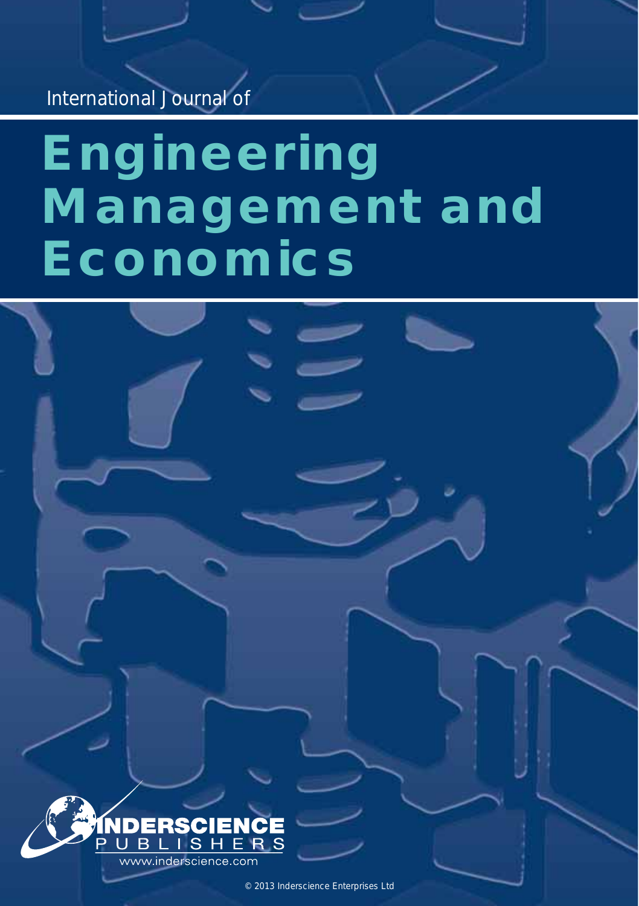International Journal of

# Engineering Management and Economics

INDERSCIENCE PUBLISHERS

www.inderscience.com

© 2013 Inderscience Enterprises Ltd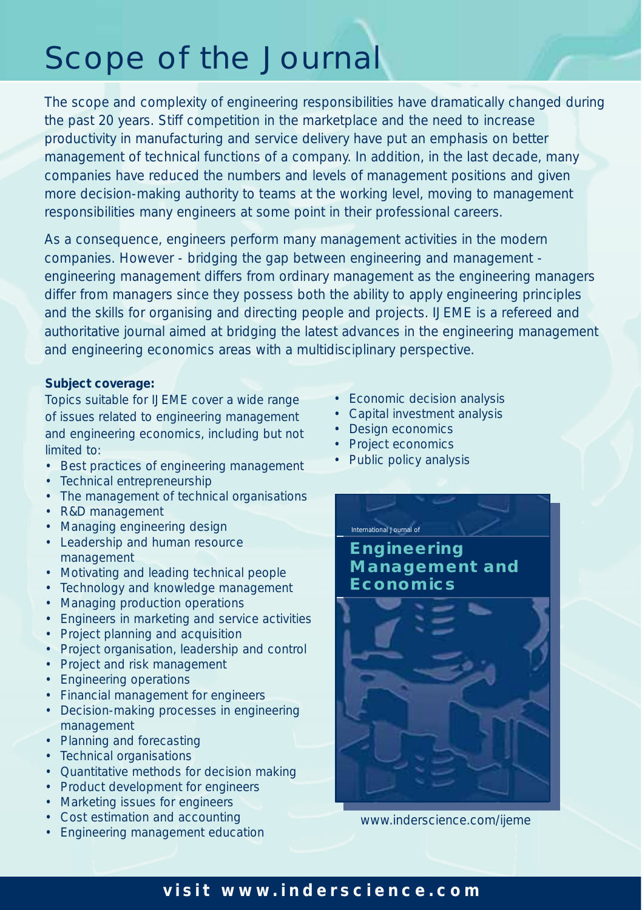# Scope of the Journal

The scope and complexity of engineering responsibilities have dramatically changed during the past 20 years. Stiff competition in the marketplace and the need to increase productivity in manufacturing and service delivery have put an emphasis on better management of technical functions of a company. In addition, in the last decade, many companies have reduced the numbers and levels of management positions and given more decision-making authority to teams at the working level, moving to management responsibilities many engineers at some point in their professional careers.

As a consequence, engineers perform many management activities in the modern companies. However - bridging the gap between engineering and management - engineering management differs from ordinary management as the engineering managers differ from managers since they possess both the ability to apply engineering principles and the skills for organising and directing people and projects. IJEME is a refereed and authoritative journal aimed at bridging the latest advances in the engineering management and engineering economics areas with a multidisciplinary perspective.

**Subject coverage:**

Topics suitable for IJEME cover a wide range of issues related to engineering management and engineering economics, including but not limited to:

- Best practices of engineering management
- Technical entrepreneurship
- The management of technical organisations
- R&D management
- Managing engineering design
- Leadership and human resource management
- Motivating and leading technical people
- Technology and knowledge management
- Managing production operations
- Engineers in marketing and service activities
- Project planning and acquisition
- Project organisation, leadership and control
- Project and risk management
- Engineering operations
- Financial management for engineers
- Decision-making processes in engineering management
- Planning and forecasting
- Technical organisations
- Quantitative methods for decision making
- Product development for engineers
- Marketing issues for engineers
- Cost estimation and accounting
- Engineering management education
- Economic decision analysis
- Capital investment analysis
- Design economics
- Project economics
- Public policy analysis

International Journal of

**Engineering Management and Economics**

www.inderscience.com/ijeme

**visit www.inderscience.com**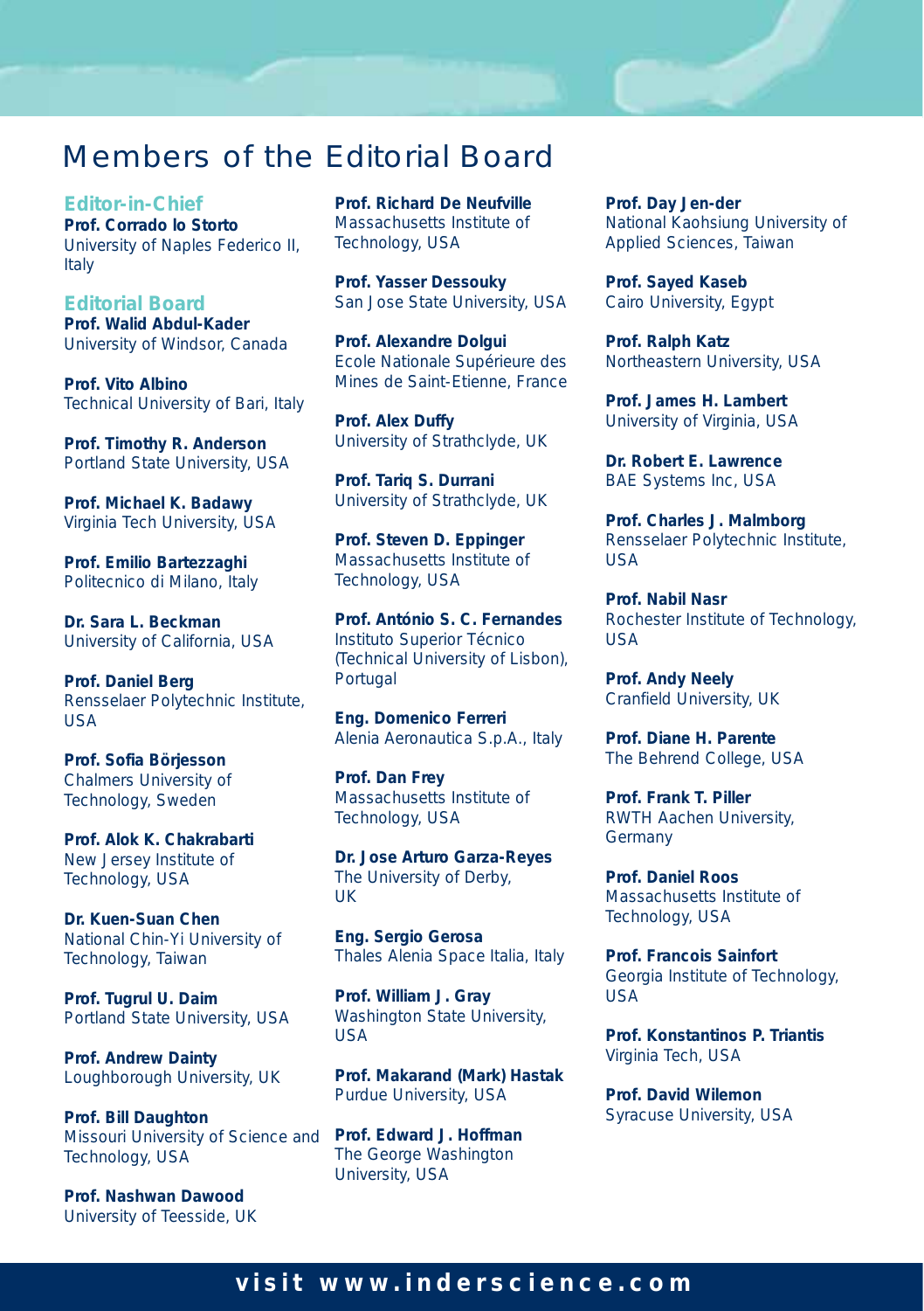# Members of the Editorial Board

## Editor-in-Chief

**Prof. Corrado lo Storto**
University of Naples Federico II, Italy

## Editorial Board

**Prof. Walid Abdul-Kader**
University of Windsor, Canada

**Prof. Vito Albino**
Technical University of Bari, Italy

**Prof. Timothy R. Anderson**
Portland State University, USA

**Prof. Michael K. Badawy**
Virginia Tech University, USA

**Prof. Emilio Bartezzaghi**
Politecnico di Milano, Italy

**Dr. Sara L. Beckman**
University of California, USA

**Prof. Daniel Berg**
Rensselaer Polytechnic Institute, USA

**Prof. Sofia Börjesson**
Chalmers University of Technology, Sweden

**Prof. Alok K. Chakrabarti**
New Jersey Institute of Technology, USA

**Dr. Kuen-Suan Chen**
National Chin-Yi University of Technology, Taiwan

**Prof. Tugrul U. Daim**
Portland State University, USA

**Prof. Andrew Dainty**
Loughborough University, UK

**Prof. Bill Daughton**
Missouri University of Science and Technology, USA

**Prof. Nashwan Dawood**
University of Teesside, UK

**Prof. Richard De Neufville**
Massachusetts Institute of Technology, USA

**Prof. Yasser Dessouky**
San Jose State University, USA

**Prof. Alexandre Dolgui**
Ecole Nationale Supérieure des Mines de Saint-Etienne, France

**Prof. Alex Duffy**
University of Strathclyde, UK

**Prof. Tariq S. Durrani**
University of Strathclyde, UK

**Prof. Steven D. Eppinger**
Massachusetts Institute of Technology, USA

**Prof. António S. C. Fernandes**
Instituto Superior Técnico (Technical University of Lisbon), Portugal

**Eng. Domenico Ferreri**
Alenia Aeronautica S.p.A., Italy

**Prof. Dan Frey**
Massachusetts Institute of Technology, USA

**Dr. Jose Arturo Garza-Reyes**
The University of Derby, UK

**Eng. Sergio Gerosa**
Thales Alenia Space Italia, Italy

**Prof. William J. Gray**
Washington State University, USA

**Prof. Makarand (Mark) Hastak**
Purdue University, USA

**Prof. Edward J. Hoffman**
The George Washington University, USA

**Prof. Day Jen-der**
National Kaohsiung University of Applied Sciences, Taiwan

**Prof. Sayed Kaseb**
Cairo University, Egypt

**Prof. Ralph Katz**
Northeastern University, USA

**Prof. James H. Lambert**
University of Virginia, USA

**Dr. Robert E. Lawrence**
BAE Systems Inc, USA

**Prof. Charles J. Malmborg**
Rensselaer Polytechnic Institute, USA

**Prof. Nabil Nasr**
Rochester Institute of Technology, USA

**Prof. Andy Neely**
Cranfield University, UK

**Prof. Diane H. Parente**
The Behrend College, USA

**Prof. Frank T. Piller**
RWTH Aachen University, Germany

**Prof. Daniel Roos**
Massachusetts Institute of Technology, USA

**Prof. Francois Sainfort**
Georgia Institute of Technology, USA

**Prof. Konstantinos P. Triantis**
Virginia Tech, USA

**Prof. David Wilemon**
Syracuse University, USA

**visit www.inderscience.com**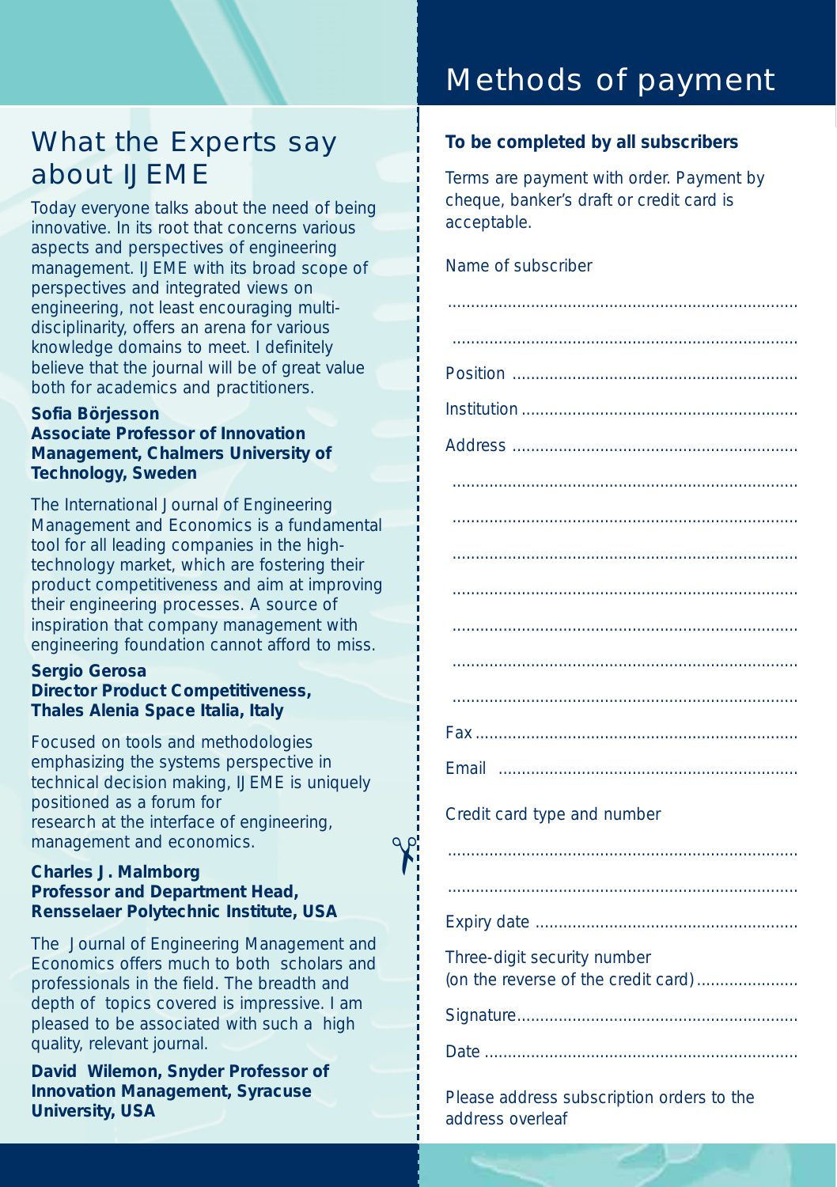## What the Experts say about IJEME

Today everyone talks about the need of being innovative. In its root that concerns various aspects and perspectives of engineering management. IJEME with its broad scope of perspectives and integrated views on engineering, not least encouraging multi-disciplinarity, offers an arena for various knowledge domains to meet. I definitely believe that the journal will be of great value both for academics and practitioners.

**Sofia Börjesson**
**Associate Professor of Innovation Management, Chalmers University of Technology, Sweden**

The International Journal of Engineering Management and Economics is a fundamental tool for all leading companies in the high-technology market, which are fostering their product competitiveness and aim at improving their engineering processes. A source of inspiration that company management with engineering foundation cannot afford to miss.

**Sergio Gerosa**
**Director Product Competitiveness, Thales Alenia Space Italia, Italy**

Focused on tools and methodologies emphasizing the systems perspective in technical decision making, IJEME is uniquely positioned as a forum for research at the interface of engineering, management and economics.

**Charles J. Malmborg**
**Professor and Department Head, Rensselaer Polytechnic Institute, USA**

The Journal of Engineering Management and Economics offers much to both scholars and professionals in the field. The breadth and depth of topics covered is impressive. I am pleased to be associated with such a high quality, relevant journal.

**David Wilemon, Snyder Professor of Innovation Management, Syracuse University, USA**

## Methods of payment

**To be completed by all subscribers**

Terms are payment with order. Payment by cheque, banker's draft or credit card is acceptable.

Name of subscriber

...........................................................................

...........................................................................

Position ..............................................................

Institution ...........................................................

Address ..............................................................

...........................................................................

...........................................................................

...........................................................................

...........................................................................

...........................................................................

...........................................................................

...........................................................................

Fax ......................................................................

Email .................................................................

Credit card type and number

...........................................................................

...........................................................................

Expiry date .........................................................

Three-digit security number
(on the reverse of the credit card) ......................

Signature .............................................................

Date ....................................................................

Please address subscription orders to the address overleaf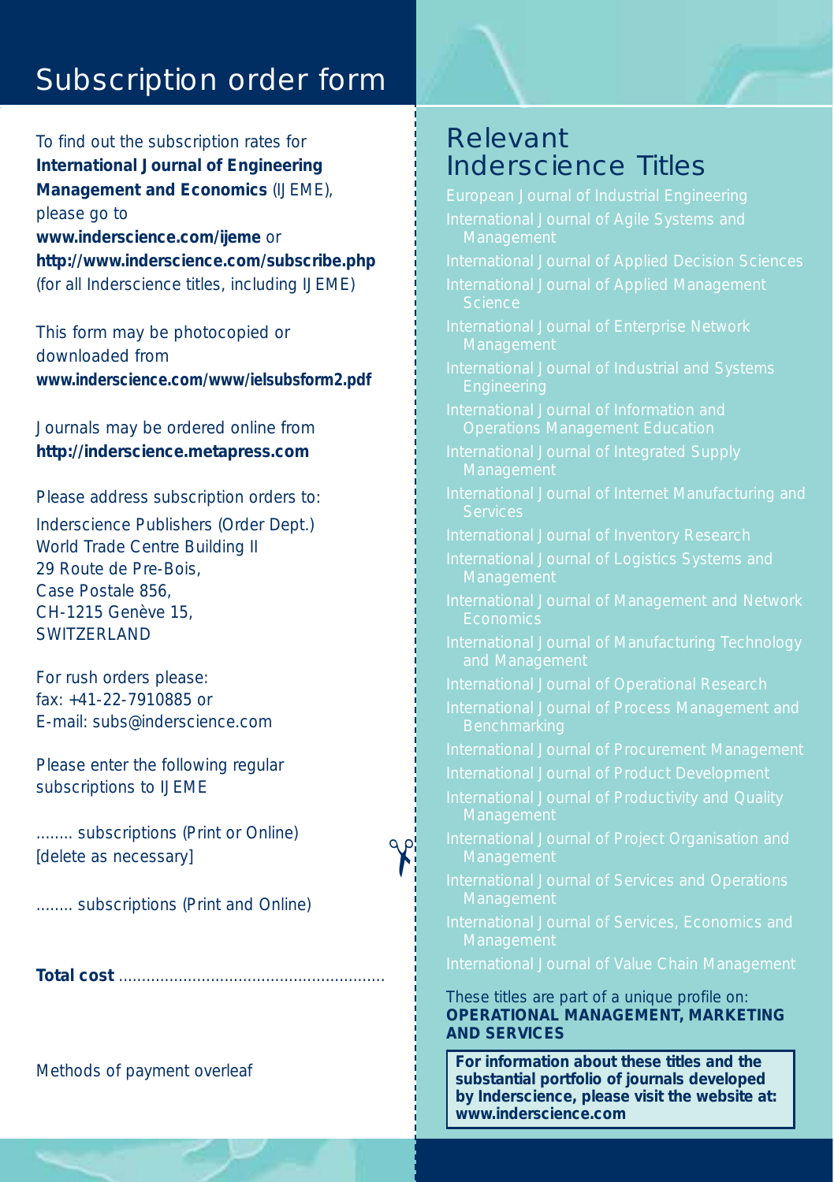# Subscription order form

To find out the subscription rates for **International Journal of Engineering Management and Economics** (IJEME), please go to **www.inderscience.com/ijeme** or **http://www.inderscience.com/subscribe.php** (for all Inderscience titles, including IJEME)

This form may be photocopied or downloaded from **www.inderscience.com/www/ielsubsform2.pdf**

Journals may be ordered online from **http://inderscience.metapress.com**

Please address subscription orders to:

Inderscience Publishers (Order Dept.)
World Trade Centre Building II
29 Route de Pre-Bois,
Case Postale 856,
CH-1215 Genève 15,
SWITZERLAND

For rush orders please:
fax: +41-22-7910885 or
E-mail: subs@inderscience.com

Please enter the following regular subscriptions to IJEME

........ subscriptions (Print or Online) [delete as necessary]

........ subscriptions (Print and Online)

**Total cost** ...........................................................

Methods of payment overleaf

## Relevant Inderscience Titles

- European Journal of Industrial Engineering
- International Journal of Agile Systems and Management
- International Journal of Applied Decision Sciences
- International Journal of Applied Management Science
- International Journal of Enterprise Network Management
- International Journal of Industrial and Systems Engineering
- International Journal of Information and Operations Management Education
- International Journal of Integrated Supply Management
- International Journal of Internet Manufacturing and Services
- International Journal of Inventory Research
- International Journal of Logistics Systems and Management
- International Journal of Management and Network Economics
- International Journal of Manufacturing Technology and Management
- International Journal of Operational Research
- International Journal of Process Management and Benchmarking
- International Journal of Procurement Management
- International Journal of Product Development
- International Journal of Productivity and Quality Management
- International Journal of Project Organisation and Management
- International Journal of Services and Operations Management
- International Journal of Services, Economics and Management
- International Journal of Value Chain Management

These titles are part of a unique profile on:
**OPERATIONAL MANAGEMENT, MARKETING AND SERVICES**

**For information about these titles and the substantial portfolio of journals developed by Inderscience, please visit the website at: www.inderscience.com**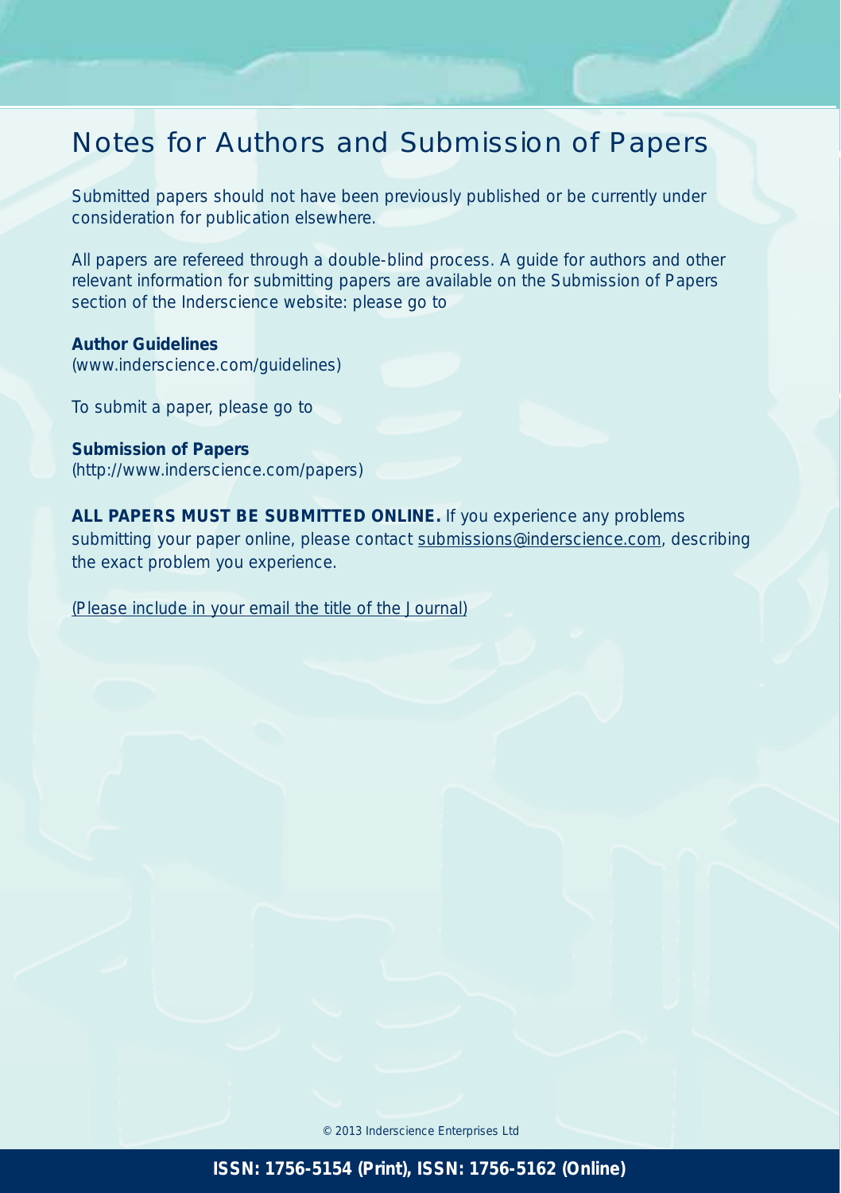# Notes for Authors and Submission of Papers

Submitted papers should not have been previously published or be currently under consideration for publication elsewhere.

All papers are refereed through a double-blind process. A guide for authors and other relevant information for submitting papers are available on the Submission of Papers section of the Inderscience website: please go to

**Author Guidelines**
(www.inderscience.com/guidelines)

To submit a paper, please go to

**Submission of Papers**
(http://www.inderscience.com/papers)

**ALL PAPERS MUST BE SUBMITTED ONLINE.** If you experience any problems submitting your paper online, please contact submissions@inderscience.com, describing the exact problem you experience.

(Please include in your email the title of the Journal)

© 2013 Inderscience Enterprises Ltd

**ISSN: 1756-5154 (Print), ISSN: 1756-5162 (Online)**